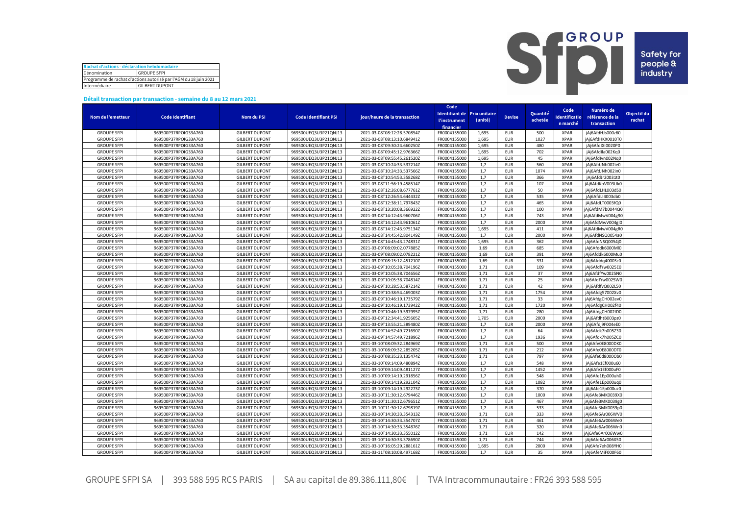| Rachat d'actions - déclaration hebdomadaire | |
|---|---|
| Dénomination | GROUPE SFPI |
| Programme de rachat d'actions autorisé par l'AGM du 18 juin 2021 | |
| Intermédiaire | GILBERT DUPONT |

**Détail transaction par transaction - semaine du 8 au 12 mars 2021**

| Nom de l'emetteur | Code Identifiant | Nom du PSI | Code Identifiant PSI | jour/heure de la transaction | Code Identifiant de l'instrument financier | Prix unitaire (unité) | Devise | Quantité achetée | Code Identification marché | Numéro de référence de la transaction | Objectif du rachat |
|---|---|---|---|---|---|---|---|---|---|---|---|
| GROUPE SFPI | 969500P37RPOIG33A760 | GILBERT DUPONT | 969500UEQ3U3P21QNJ13 | 2021-03-08T08:12:28.570854Z | FR0004155000 | 1,695 | EUR | 500 | XPAR | jAj6AfdHJs000z60 | |
| GROUPE SFPI | 969500P37RPOIG33A760 | GILBERT DUPONT | 969500UEQ3U3P21QNJ13 | 2021-03-08T08:13:10.684941Z | FR0004155000 | 1,695 | EUR | 1027 | XPAR | jAj6AfdHKX0010T0 | |
| GROUPE SFPI | 969500P37RPOIG33A760 | GILBERT DUPONT | 969500UEQ3U3P21QNJ13 | 2021-03-08T09:30:24.660250Z | FR0004155000 | 1,695 | EUR | 480 | XPAR | jAj6AfdIXI0020P0 | |
| GROUPE SFPI | 969500P37RPOIG33A760 | GILBERT DUPONT | 969500UEQ3U3P21QNJ13 | 2021-03-08T09:45:12.976366Z | FR0004155000 | 1,695 | EUR | 702 | XPAR | jAj6AfdIla002Kq0 | |
| GROUPE SFPI | 969500P37RPOIG33A760 | GILBERT DUPONT | 969500UEQ3U3P21QNJ13 | 2021-03-08T09:55:45.261520Z | FR0004155000 | 1,695 | EUR | 45 | XPAR | jAj6AfdIvn002Nq0 | |
| GROUPE SFPI | 969500P37RPOIG33A760 | GILBERT DUPONT | 969500UEQ3U3P21QNJ13 | 2021-03-08T10:24:33.537214Z | FR0004155000 | 1,7 | EUR | 560 | XPAR | jAj6AfdJNh002ie0 | |
| GROUPE SFPI | 969500P37RPOIG33A760 | GILBERT DUPONT | 969500UEQ3U3P21QNJ13 | 2021-03-08T10:24:33.537566Z | FR0004155000 | 1,7 | EUR | 1074 | XPAR | jAj6AfdJNh002in0 | |
| GROUPE SFPI | 969500P37RPOIG33A760 | GILBERT DUPONT | 969500UEQ3U3P21QNJ13 | 2021-03-08T10:54:53.358268Z | FR0004155000 | 1,7 | EUR | 366 | XPAR | jAj6AfdJr20031t0 | |
| GROUPE SFPI | 969500P37RPOIG33A760 | GILBERT DUPONT | 969500UEQ3U3P21QNJ13 | 2021-03-08T11:56:19.458514Z | FR0004155000 | 1,7 | EUR | 107 | XPAR | jAj6AfdKoV003Uk0 | |
| GROUPE SFPI | 969500P37RPOIG33A760 | GILBERT DUPONT | 969500UEQ3U3P21QNJ13 | 2021-03-08T12:26:08.677761Z | FR0004155000 | 1,7 | EUR | 50 | XPAR | jAj6AfdLHL003dS0 | |
| GROUPE SFPI | 969500P37RPOIG33A760 | GILBERT DUPONT | 969500UEQ3U3P21QNJ13 | 2021-03-08T12:26:54.644432Z | FR0004155000 | 1,7 | EUR | 535 | XPAR | jAj6AfdLI4003db0 | |
| GROUPE SFPI | 969500P37RPOIG33A760 | GILBERT DUPONT | 969500UEQ3U3P21QNJ13 | 2021-03-08T12:38:11.797843Z | FR0004155000 | 1,7 | EUR | 465 | XPAR | jAj6AfdLT0003fQ0 | |
| GROUPE SFPI | 969500P37RPOIG33A760 | GILBERT DUPONT | 969500UEQ3U3P21QNJ13 | 2021-03-08T13:20:08.366922Z | FR0004155000 | 1,7 | EUR | 100 | XPAR | jAj6AfdM7b0044Q0 | |
| GROUPE SFPI | 969500P37RPOIG33A760 | GILBERT DUPONT | 969500UEQ3U3P21QNJ13 | 2021-03-08T14:12:43.960706Z | FR0004155000 | 1,7 | EUR | 743 | XPAR | jAj6AfdMwV004g90 | |
| GROUPE SFPI | 969500P37RPOIG33A760 | GILBERT DUPONT | 969500UEQ3U3P21QNJ13 | 2021-03-08T14:12:43.961061Z | FR0004155000 | 1,7 | EUR | 2000 | XPAR | jAj6AfdMwV004gI0 | |
| GROUPE SFPI | 969500P37RPOIG33A760 | GILBERT DUPONT | 969500UEQ3U3P21QNJ13 | 2021-03-08T14:12:43.975134Z | FR0004155000 | 1,695 | EUR | 411 | XPAR | jAj6AfdMwV004gR0 | |
| GROUPE SFPI | 969500P37RPOIG33A760 | GILBERT DUPONT | 969500UEQ3U3P21QNJ13 | 2021-03-08T14:45:42.804149Z | FR0004155000 | 1,7 | EUR | 2000 | XPAR | jAj6AfdNSQ0054a0 | |
| GROUPE SFPI | 969500P37RPOIG33A760 | GILBERT DUPONT | 969500UEQ3U3P21QNJ13 | 2021-03-08T14:45:43.274831Z | FR0004155000 | 1,695 | EUR | 362 | XPAR | jAj6AfdNSQ0054j0 | |
| GROUPE SFPI | 969500P37RPOIG33A760 | GILBERT DUPONT | 969500UEQ3U3P21QNJ13 | 2021-03-09T08:09:02.077885Z | FR0004155000 | 1,69 | EUR | 685 | XPAR | jAj6Afddk6000Ml0 | |
| GROUPE SFPI | 969500P37RPOIG33A760 | GILBERT DUPONT | 969500UEQ3U3P21QNJ13 | 2021-03-09T08:09:02.078221Z | FR0004155000 | 1,69 | EUR | 391 | XPAR | jAj6Afddk6000Mu0 | |
| GROUPE SFPI | 969500P37RPOIG33A760 | GILBERT DUPONT | 969500UEQ3U3P21QNJ13 | 2021-03-09T08:15:12.451210Z | FR0004155000 | 1,69 | EUR | 331 | XPAR | jAj6Afddq4000Sc0 | |
| GROUPE SFPI | 969500P37RPOIG33A760 | GILBERT DUPONT | 969500UEQ3U3P21QNJ13 | 2021-03-09T10:05:38.704196Z | FR0004155000 | 1,71 | EUR | 109 | XPAR | jAj6AfdfYw0025E0 | |
| GROUPE SFPI | 969500P37RPOIG33A760 | GILBERT DUPONT | 969500UEQ3U3P21QNJ13 | 2021-03-09T10:05:38.704656Z | FR0004155000 | 1,71 | EUR | 37 | XPAR | jAj6AfdfYw0025N0 | |
| GROUPE SFPI | 969500P37RPOIG33A760 | GILBERT DUPONT | 969500UEQ3U3P21QNJ13 | 2021-03-09T10:05:38.704814Z | FR0004155000 | 1,71 | EUR | 25 | XPAR | jAj6AfdfYw0025W0 | |
| GROUPE SFPI | 969500P37RPOIG33A760 | GILBERT DUPONT | 969500UEQ3U3P21QNJ13 | 2021-03-09T10:28:53.587214Z | FR0004155000 | 1,71 | EUR | 42 | XPAR | jAj6AfdfvQ002L50 | |
| GROUPE SFPI | 969500P37RPOIG33A760 | GILBERT DUPONT | 969500UEQ3U3P21QNJ13 | 2021-03-09T10:38:54.469003Z | FR0004155000 | 1,71 | EUR | 1754 | XPAR | jAj6Afdg57002Xv0 | |
| GROUPE SFPI | 969500P37RPOIG33A760 | GILBERT DUPONT | 969500UEQ3U3P21QNJ13 | 2021-03-09T10:46:19.173579Z | FR0004155000 | 1,71 | EUR | 33 | XPAR | jAj6AfdgCH002ev0 | |
| GROUPE SFPI | 969500P37RPOIG33A760 | GILBERT DUPONT | 969500UEQ3U3P21QNJ13 | 2021-03-09T10:46:19.173942Z | FR0004155000 | 1,71 | EUR | 1720 | XPAR | jAj6AfdgCH002f40 | |
| GROUPE SFPI | 969500P37RPOIG33A760 | GILBERT DUPONT | 969500UEQ3U3P21QNJ13 | 2021-03-09T10:46:19.597995Z | FR0004155000 | 1,71 | EUR | 280 | XPAR | jAj6AfdgCH002fD0 | |
| GROUPE SFPI | 969500P37RPOIG33A760 | GILBERT DUPONT | 969500UEQ3U3P21QNJ13 | 2021-03-09T12:34:41.925605Z | FR0004155000 | 1,705 | EUR | 2000 | XPAR | jAj6AfdhtB003pz0 | |
| GROUPE SFPI | 969500P37RPOIG33A760 | GILBERT DUPONT | 969500UEQ3U3P21QNJ13 | 2021-03-09T13:55:21.389480Z | FR0004155000 | 1,7 | EUR | 2000 | XPAR | jAj6Afdj9F004eE0 | |
| GROUPE SFPI | 969500P37RPOIG33A760 | GILBERT DUPONT | 969500UEQ3U3P21QNJ13 | 2021-03-09T14:57:49.721690Z | FR0004155000 | 1,7 | EUR | 64 | XPAR | jAj6Afdk7h005Z30 | |
| GROUPE SFPI | 969500P37RPOIG33A760 | GILBERT DUPONT | 969500UEQ3U3P21QNJ13 | 2021-03-09T14:57:49.721896Z | FR0004155000 | 1,7 | EUR | 1936 | XPAR | jAj6Afdk7h005ZC0 | |
| GROUPE SFPI | 969500P37RPOIG33A760 | GILBERT DUPONT | 969500UEQ3U3P21QNJ13 | 2021-03-10T08:09:32.284969Z | FR0004155000 | 1,71 | EUR | 500 | XPAR | jAj6Afe0E8000DK0 | |
| GROUPE SFPI | 969500P37RPOIG33A760 | GILBERT DUPONT | 969500UEQ3U3P21QNJ13 | 2021-03-10T08:09:32.285205Z | FR0004155000 | 1,71 | EUR | 212 | XPAR | jAj6Afe0E8000DT0 | |
| GROUPE SFPI | 969500P37RPOIG33A760 | GILBERT DUPONT | 969500UEQ3U3P21QNJ13 | 2021-03-10T08:35:23.135474Z | FR0004155000 | 1,71 | EUR | 797 | XPAR | jAj6Afe0d8000Ob0 | |
| GROUPE SFPI | 969500P37RPOIG33A760 | GILBERT DUPONT | 969500UEQ3U3P21QNJ13 | 2021-03-10T09:14:09.480894Z | FR0004155000 | 1,7 | EUR | 548 | XPAR | jAj6Afe1Ef000u60 | |
| GROUPE SFPI | 969500P37RPOIG33A760 | GILBERT DUPONT | 969500UEQ3U3P21QNJ13 | 2021-03-10T09:14:09.481127Z | FR0004155000 | 1,7 | EUR | 1452 | XPAR | jAj6Afe1Ef000uF0 | |
| GROUPE SFPI | 969500P37RPOIG33A760 | GILBERT DUPONT | 969500UEQ3U3P21QNJ13 | 2021-03-10T09:14:19.291856Z | FR0004155000 | 1,7 | EUR | 548 | XPAR | jAj6Afe1Ep000uh0 | |
| GROUPE SFPI | 969500P37RPOIG33A760 | GILBERT DUPONT | 969500UEQ3U3P21QNJ13 | 2021-03-10T09:14:19.292104Z | FR0004155000 | 1,7 | EUR | 1082 | XPAR | jAj6Afe1Ep000uq0 | |
| GROUPE SFPI | 969500P37RPOIG33A760 | GILBERT DUPONT | 969500UEQ3U3P21QNJ13 | 2021-03-10T09:14:19.292273Z | FR0004155000 | 1,7 | EUR | 370 | XPAR | jAj6Afe1Ep000uz0 | |
| GROUPE SFPI | 969500P37RPOIG33A760 | GILBERT DUPONT | 969500UEQ3U3P21QNJ13 | 2021-03-10T11:30:12.679446Z | FR0004155000 | 1,7 | EUR | 1000 | XPAR | jAj6Afe3MK0039X0 | |
| GROUPE SFPI | 969500P37RPOIG33A760 | GILBERT DUPONT | 969500UEQ3U3P21QNJ13 | 2021-03-10T11:30:12.679651Z | FR0004155000 | 1,7 | EUR | 467 | XPAR | jAj6Afe3MK0039g0 | |
| GROUPE SFPI | 969500P37RPOIG33A760 | GILBERT DUPONT | 969500UEQ3U3P21QNJ13 | 2021-03-10T11:30:12.679819Z | FR0004155000 | 1,7 | EUR | 533 | XPAR | jAj6Afe3MK0039p0 | |
| GROUPE SFPI | 969500P37RPOIG33A760 | GILBERT DUPONT | 969500UEQ3U3P21QNJ13 | 2021-03-10T14:30:33.354313Z | FR0004155000 | 1,71 | EUR | 333 | XPAR | jAj6Afe6Ar006WV0 | |
| GROUPE SFPI | 969500P37RPOIG33A760 | GILBERT DUPONT | 969500UEQ3U3P21QNJ13 | 2021-03-10T14:30:33.354707Z | FR0004155000 | 1,71 | EUR | 461 | XPAR | jAj6Afe6Ar006We0 | |
| GROUPE SFPI | 969500P37RPOIG33A760 | GILBERT DUPONT | 969500UEQ3U3P21QNJ13 | 2021-03-10T14:30:33.354876Z | FR0004155000 | 1,71 | EUR | 320 | XPAR | jAj6Afe6Ar006Wn0 | |
| GROUPE SFPI | 969500P37RPOIG33A760 | GILBERT DUPONT | 969500UEQ3U3P21QNJ13 | 2021-03-10T14:30:33.355012Z | FR0004155000 | 1,71 | EUR | 142 | XPAR | jAj6Afe6Ar006Ww0 | |
| GROUPE SFPI | 969500P37RPOIG33A760 | GILBERT DUPONT | 969500UEQ3U3P21QNJ13 | 2021-03-10T14:30:33.378690Z | FR0004155000 | 1,71 | EUR | 744 | XPAR | jAj6Afe6Ar006X50 | |
| GROUPE SFPI | 969500P37RPOIG33A760 | GILBERT DUPONT | 969500UEQ3U3P21QNJ13 | 2021-03-10T16:05:29.288161Z | FR0004155000 | 1,695 | EUR | 2000 | XPAR | jAj6Afe7eh008YH0 | |
| GROUPE SFPI | 969500P37RPOIG33A760 | GILBERT DUPONT | 969500UEQ3U3P21QNJ13 | 2021-03-11T08:10:08.497168Z | FR0004155000 | 1,7 | EUR | 35 | XPAR | jAj6AfeMiF000F60 | |

GROUPE SFPI SA | 393 588 595 RCS PARIS | SA au capital de 89.386.111,80€ | TVA Intracommunautaire : FR26 393 588 595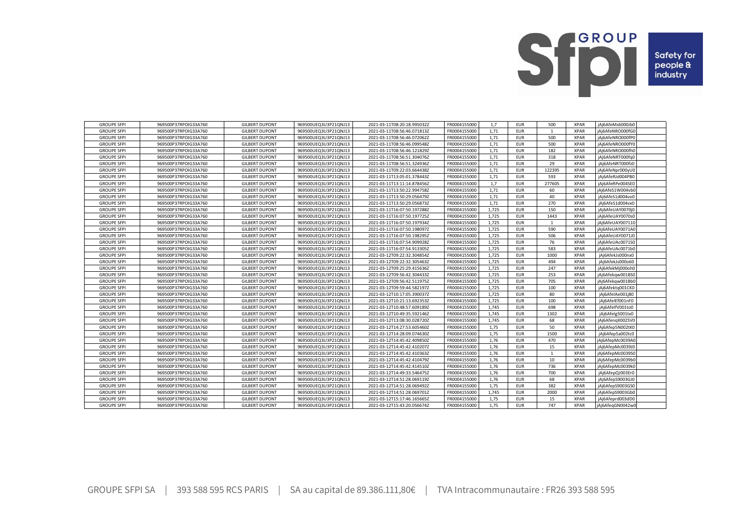| | | | | | | | | | | |
|---|---|---|---|---|---|---|---|---|---|---|
| GROUPE SFPI | 969500P37RPOIG33A760 | GILBERT DUPONT | 969500UEQ3U3P21QNJ13 | 2021-03-11T08:20:18.995032Z | FR0004155000 | 1,7 | EUR | 500 | XPAR | jAj6AfeMs6000Jb0 |
| GROUPE SFPI | 969500P37RPOIG33A760 | GILBERT DUPONT | 969500UEQ3U3P21QNJ13 | 2021-03-11T08:56:46.071813Z | FR0004155000 | 1,71 | EUR | 1 | XPAR | jAj6AfeNRO000fG0 |
| GROUPE SFPI | 969500P37RPOIG33A760 | GILBERT DUPONT | 969500UEQ3U3P21QNJ13 | 2021-03-11T08:56:46.072062Z | FR0004155000 | 1,71 | EUR | 500 | XPAR | jAj6AfeNRO000fP0 |
| GROUPE SFPI | 969500P37RPOIG33A760 | GILBERT DUPONT | 969500UEQ3U3P21QNJ13 | 2021-03-11T08:56:46.099548Z | FR0004155000 | 1,71 | EUR | 500 | XPAR | jAj6AfeNRO000fY0 |
| GROUPE SFPI | 969500P37RPOIG33A760 | GILBERT DUPONT | 969500UEQ3U3P21QNJ13 | 2021-03-11T08:56:46.121829Z | FR0004155000 | 1,71 | EUR | 182 | XPAR | jAj6AfeNRO000fh0 |
| GROUPE SFPI | 969500P37RPOIG33A760 | GILBERT DUPONT | 969500UEQ3U3P21QNJ13 | 2021-03-11T08:56:51.304076Z | FR0004155000 | 1,71 | EUR | 318 | XPAR | jAj6AfeNRT000fq0 |
| GROUPE SFPI | 969500P37RPOIG33A760 | GILBERT DUPONT | 969500UEQ3U3P21QNJ13 | 2021-03-11T08:56:51.324936Z | FR0004155000 | 1,71 | EUR | 29 | XPAR | jAj6AfeNRT000fz0 |
| GROUPE SFPI | 969500P37RPOIG33A760 | GILBERT DUPONT | 969500UEQ3U3P21QNJ13 | 2021-03-11T09:22:03.664438Z | FR0004155000 | 1,71 | EUR | 122395 | XPAR | jAj6AfeNpr000yU0 |
| GROUPE SFPI | 969500P37RPOIG33A760 | GILBERT DUPONT | 969500UEQ3U3P21QNJ13 | 2021-03-11T13:05:01.378443Z | FR0004155000 | 1,71 | EUR | 593 | XPAR | jAj6AfeRJd004PB0 |
| GROUPE SFPI | 969500P37RPOIG33A760 | GILBERT DUPONT | 969500UEQ3U3P21QNJ13 | 2021-03-11T13:11:14.878456Z | FR0004155000 | 1,7 | EUR | 277605 | XPAR | jAj6AfeRPe004SE0 |
| GROUPE SFPI | 969500P37RPOIG33A760 | GILBERT DUPONT | 969500UEQ3U3P21QNJ13 | 2021-03-11T13:50:22.994758Z | FR0004155000 | 1,71 | EUR | 60 | XPAR | jAj6AfeS1W004vb0 |
| GROUPE SFPI | 969500P37RPOIG33A760 | GILBERT DUPONT | 969500UEQ3U3P21QNJ13 | 2021-03-11T13:50:29.056479Z | FR0004155000 | 1,71 | EUR | 40 | XPAR | jAj6AfeS1d004vo0 |
| GROUPE SFPI | 969500P37RPOIG33A760 | GILBERT DUPONT | 969500UEQ3U3P21QNJ13 | 2021-03-11T13:50:29.056873Z | FR0004155000 | 1,71 | EUR | 270 | XPAR | jAj6AfeS1d004vx0 |
| GROUPE SFPI | 969500P37RPOIG33A760 | GILBERT DUPONT | 969500UEQ3U3P21QNJ13 | 2021-03-11T16:07:50.197288Z | FR0004155000 | 1,725 | EUR | 150 | XPAR | jAj6AfeUAY0070j0 |
| GROUPE SFPI | 969500P37RPOIG33A760 | GILBERT DUPONT | 969500UEQ3U3P21QNJ13 | 2021-03-11T16:07:50.197725Z | FR0004155000 | 1,725 | EUR | 1443 | XPAR | jAj6AfeUAY0070s0 |
| GROUPE SFPI | 969500P37RPOIG33A760 | GILBERT DUPONT | 969500UEQ3U3P21QNJ13 | 2021-03-11T16:07:50.197934Z | FR0004155000 | 1,725 | EUR | 1 | XPAR | jAj6AfeUAY007110 |
| GROUPE SFPI | 969500P37RPOIG33A760 | GILBERT DUPONT | 969500UEQ3U3P21QNJ13 | 2021-03-11T16:07:50.198097Z | FR0004155000 | 1,725 | EUR | 590 | XPAR | jAj6AfeUAY0071A0 |
| GROUPE SFPI | 969500P37RPOIG33A760 | GILBERT DUPONT | 969500UEQ3U3P21QNJ13 | 2021-03-11T16:07:50.198295Z | FR0004155000 | 1,725 | EUR | 506 | XPAR | jAj6AfeUAY0071J0 |
| GROUPE SFPI | 969500P37RPOIG33A760 | GILBERT DUPONT | 969500UEQ3U3P21QNJ13 | 2021-03-11T16:07:54.909928Z | FR0004155000 | 1,725 | EUR | 76 | XPAR | jAj6AfeUAc0071S0 |
| GROUPE SFPI | 969500P37RPOIG33A760 | GILBERT DUPONT | 969500UEQ3U3P21QNJ13 | 2021-03-11T16:07:54.913305Z | FR0004155000 | 1,725 | EUR | 583 | XPAR | jAj6AfeUAc0071b0 |
| GROUPE SFPI | 969500P37RPOIG33A760 | GILBERT DUPONT | 969500UEQ3U3P21QNJ13 | 2021-03-12T09:22:32.304854Z | FR0004155000 | 1,725 | EUR | 1000 | XPAR | jAj6AfekJs000nx0 |
| GROUPE SFPI | 969500P37RPOIG33A760 | GILBERT DUPONT | 969500UEQ3U3P21QNJ13 | 2021-03-12T09:22:32.305463Z | FR0004155000 | 1,725 | EUR | 494 | XPAR | jAj6AfekJs000o60 |
| GROUPE SFPI | 969500P37RPOIG33A760 | GILBERT DUPONT | 969500UEQ3U3P21QNJ13 | 2021-03-12T09:25:29.415636Z | FR0004155000 | 1,725 | EUR | 247 | XPAR | jAj6AfekMj000oh0 |
| GROUPE SFPI | 969500P37RPOIG33A760 | GILBERT DUPONT | 969500UEQ3U3P21QNJ13 | 2021-03-12T09:56:42.304433Z | FR0004155000 | 1,725 | EUR | 253 | XPAR | jAj6Afekqw001BS0 |
| GROUPE SFPI | 969500P37RPOIG33A760 | GILBERT DUPONT | 969500UEQ3U3P21QNJ13 | 2021-03-12T09:56:42.511975Z | FR0004155000 | 1,725 | EUR | 705 | XPAR | jAj6Afekqw001Bb0 |
| GROUPE SFPI | 969500P37RPOIG33A760 | GILBERT DUPONT | 969500UEQ3U3P21QNJ13 | 2021-03-12T09:59:44.582197Z | FR0004155000 | 1,725 | EUR | 100 | XPAR | jAj6Afektq001CK0 |
| GROUPE SFPI | 969500P37RPOIG33A760 | GILBERT DUPONT | 969500UEQ3U3P21QNJ13 | 2021-03-12T10:17:05.390037Z | FR0004155000 | 1,725 | EUR | 80 | XPAR | jAj6AfelAe001J80 |
| GROUPE SFPI | 969500P37RPOIG33A760 | GILBERT DUPONT | 969500UEQ3U3P21QNJ13 | 2021-03-12T10:21:13.692353Z | FR0004155000 | 1,725 | EUR | 100 | XPAR | jAj6AfelEf001nF0 |
| GROUPE SFPI | 969500P37RPOIG33A760 | GILBERT DUPONT | 969500UEQ3U3P21QNJ13 | 2021-03-12T10:48:57.609189Z | FR0004155000 | 1,745 | EUR | 698 | XPAR | jAj6AfelfV001to0 |
| GROUPE SFPI | 969500P37RPOIG33A760 | GILBERT DUPONT | 969500UEQ3U3P21QNJ13 | 2021-03-12T10:49:35.592146Z | FR0004155000 | 1,745 | EUR | 1302 | XPAR | jAj6Afelg5001tx0 |
| GROUPE SFPI | 969500P37RPOIG33A760 | GILBERT DUPONT | 969500UEQ3U3P21QNJ13 | 2021-03-12T13:08:30.028720Z | FR0004155000 | 1,745 | EUR | 68 | XPAR | jAj6AfenqX002SV0 |
| GROUPE SFPI | 969500P37RPOIG33A760 | GILBERT DUPONT | 969500UEQ3U3P21QNJ13 | 2021-03-12T14:27:53.605460Z | FR0004155000 | 1,75 | EUR | 50 | XPAR | jAj6Afep5N002tK0 |
| GROUPE SFPI | 969500P37RPOIG33A760 | GILBERT DUPONT | 969500UEQ3U3P21QNJ13 | 2021-03-12T14:28:09.074630Z | FR0004155000 | 1,75 | EUR | 1500 | XPAR | jAj6Afep5a002tc0 |
| GROUPE SFPI | 969500P37RPOIG33A760 | GILBERT DUPONT | 969500UEQ3U3P21QNJ13 | 2021-03-12T14:45:42.409850Z | FR0004155000 | 1,76 | EUR | 470 | XPAR | jAj6AfepMc0039A0 |
| GROUPE SFPI | 969500P37RPOIG33A760 | GILBERT DUPONT | 969500UEQ3U3P21QNJ13 | 2021-03-12T14:45:42.410207Z | FR0004155000 | 1,76 | EUR | 15 | XPAR | jAj6AfepMc0039J0 |
| GROUPE SFPI | 969500P37RPOIG33A760 | GILBERT DUPONT | 969500UEQ3U3P21QNJ13 | 2021-03-12T14:45:42.410363Z | FR0004155000 | 1,76 | EUR | 1 | XPAR | jAj6AfepMc0039S0 |
| GROUPE SFPI | 969500P37RPOIG33A760 | GILBERT DUPONT | 969500UEQ3U3P21QNJ13 | 2021-03-12T14:45:42.410479Z | FR0004155000 | 1,76 | EUR | 10 | XPAR | jAj6AfepMc0039b0 |
| GROUPE SFPI | 969500P37RPOIG33A760 | GILBERT DUPONT | 969500UEQ3U3P21QNJ13 | 2021-03-12T14:45:42.414510Z | FR0004155000 | 1,76 | EUR | 736 | XPAR | jAj6AfepMc0039k0 |
| GROUPE SFPI | 969500P37RPOIG33A760 | GILBERT DUPONT | 969500UEQ3U3P21QNJ13 | 2021-03-12T14:49:33.546475Z | FR0004155000 | 1,76 | EUR | 700 | XPAR | jAj6AfepQJ003Er0 |
| GROUPE SFPI | 969500P37RPOIG33A760 | GILBERT DUPONT | 969500UEQ3U3P21QNJ13 | 2021-03-12T14:51:28.069119Z | FR0004155000 | 1,76 | EUR | 68 | XPAR | jAj6AfepS9003GJ0 |
| GROUPE SFPI | 969500P37RPOIG33A760 | GILBERT DUPONT | 969500UEQ3U3P21QNJ13 | 2021-03-12T14:51:28.069492Z | FR0004155000 | 1,75 | EUR | 382 | XPAR | jAj6AfepS9003GS0 |
| GROUPE SFPI | 969500P37RPOIG33A760 | GILBERT DUPONT | 969500UEQ3U3P21QNJ13 | 2021-03-12T14:51:28.069701Z | FR0004155000 | 1,745 | EUR | 2000 | XPAR | jAj6AfepS9003Gb0 |
| GROUPE SFPI | 969500P37RPOIG33A760 | GILBERT DUPONT | 969500UEQ3U3P21QNJ13 | 2021-03-12T15:17:46.165665Z | FR0004155000 | 1,75 | EUR | 15 | XPAR | jAj6Afeprd003dD0 |
| GROUPE SFPI | 969500P37RPOIG33A760 | GILBERT DUPONT | 969500UEQ3U3P21QNJ13 | 2021-03-12T15:43:20.056674Z | FR0004155000 | 1,75 | EUR | 747 | XPAR | jAj6AfeqGN0042w0 |

GROUPE SFPI SA | 393 588 595 RCS PARIS | SA au capital de 89.386.111,80€ | TVA Intracommunautaire : FR26 393 588 595